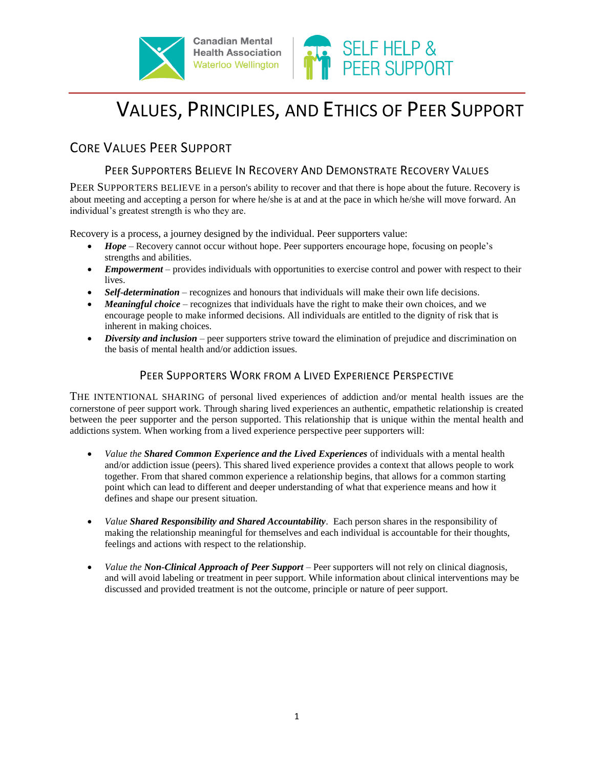# Values, Principles, and Ethics of Peer Support

## Core Values Peer Support

### Peer Supporters Believe In Recovery And Demonstrate Recovery Values

PEER SUPPORTERS BELIEVE in a person's ability to recover and that there is hope about the future. Recovery is about meeting and accepting a person for where he/she is at and at the pace in which he/she will move forward. An individual's greatest strength is who they are.

Recovery is a process, a journey designed by the individual. Peer supporters value:

- ***Hope*** – Recovery cannot occur without hope. Peer supporters encourage hope, focusing on people's strengths and abilities.
- ***Empowerment*** – provides individuals with opportunities to exercise control and power with respect to their lives.
- ***Self-determination*** – recognizes and honours that individuals will make their own life decisions.
- ***Meaningful choice*** – recognizes that individuals have the right to make their own choices, and we encourage people to make informed decisions. All individuals are entitled to the dignity of risk that is inherent in making choices.
- ***Diversity and inclusion*** – peer supporters strive toward the elimination of prejudice and discrimination on the basis of mental health and/or addiction issues.

### Peer Supporters Work from a Lived Experience Perspective

THE INTENTIONAL SHARING of personal lived experiences of addiction and/or mental health issues are the cornerstone of peer support work. Through sharing lived experiences an authentic, empathetic relationship is created between the peer supporter and the person supported. This relationship that is unique within the mental health and addictions system. When working from a lived experience perspective peer supporters will:

- *Value the **Shared Common Experience and the Lived Experiences*** of individuals with a mental health and/or addiction issue (peers). This shared lived experience provides a context that allows people to work together. From that shared common experience a relationship begins, that allows for a common starting point which can lead to different and deeper understanding of what that experience means and how it defines and shape our present situation.

- *Value **Shared Responsibility and Shared Accountability***. Each person shares in the responsibility of making the relationship meaningful for themselves and each individual is accountable for their thoughts, feelings and actions with respect to the relationship.

- *Value the **Non-Clinical Approach of Peer Support*** – Peer supporters will not rely on clinical diagnosis, and will avoid labeling or treatment in peer support. While information about clinical interventions may be discussed and provided treatment is not the outcome, principle or nature of peer support.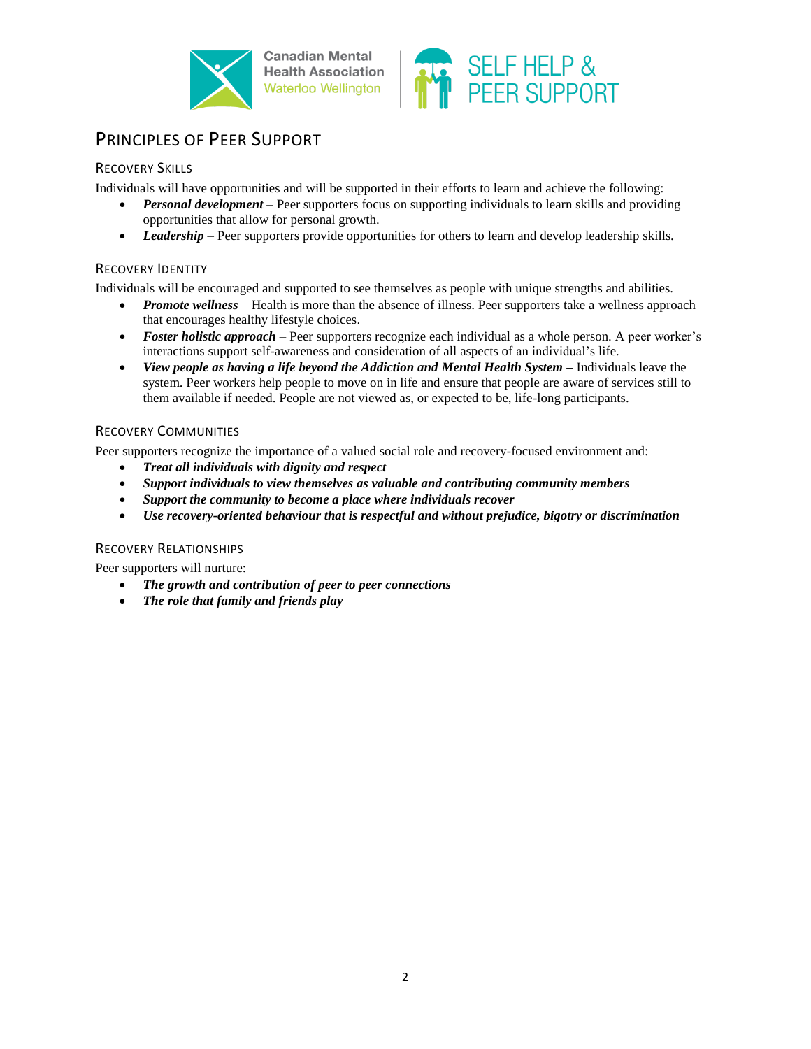# Principles of Peer Support

## Recovery Skills

Individuals will have opportunities and will be supported in their efforts to learn and achieve the following:

- ***Personal development*** – Peer supporters focus on supporting individuals to learn skills and providing opportunities that allow for personal growth.
- ***Leadership*** – Peer supporters provide opportunities for others to learn and develop leadership skills.

## Recovery Identity

Individuals will be encouraged and supported to see themselves as people with unique strengths and abilities.

- ***Promote wellness*** – Health is more than the absence of illness. Peer supporters take a wellness approach that encourages healthy lifestyle choices.
- ***Foster holistic approach*** – Peer supporters recognize each individual as a whole person. A peer worker's interactions support self-awareness and consideration of all aspects of an individual's life.
- ***View people as having a life beyond the Addiction and Mental Health System*** **–** Individuals leave the system. Peer workers help people to move on in life and ensure that people are aware of services still to them available if needed. People are not viewed as, or expected to be, life-long participants.

## Recovery Communities

Peer supporters recognize the importance of a valued social role and recovery-focused environment and:

- ***Treat all individuals with dignity and respect***
- ***Support individuals to view themselves as valuable and contributing community members***
- ***Support the community to become a place where individuals recover***
- ***Use recovery-oriented behaviour that is respectful and without prejudice, bigotry or discrimination***

## Recovery Relationships

Peer supporters will nurture:

- ***The growth and contribution of peer to peer connections***
- ***The role that family and friends play***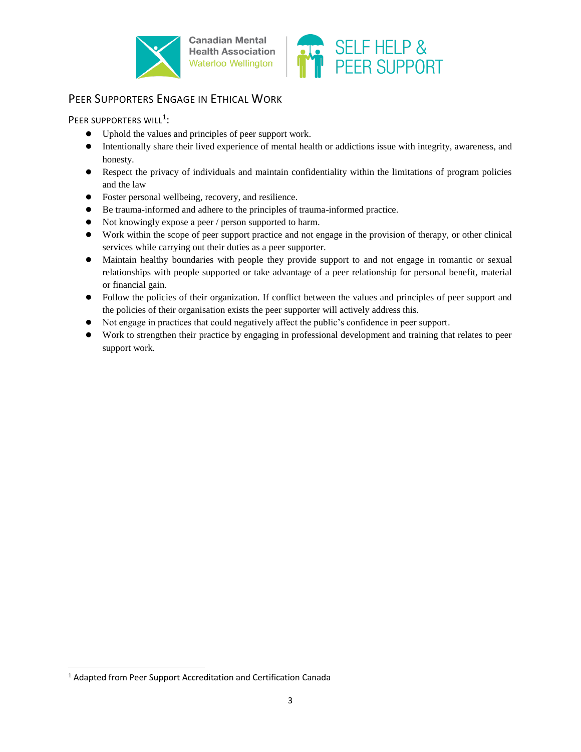## Peer Supporters Engage in Ethical Work

Peer supporters will[1]:

- Uphold the values and principles of peer support work.
- Intentionally share their lived experience of mental health or addictions issue with integrity, awareness, and honesty.
- Respect the privacy of individuals and maintain confidentiality within the limitations of program policies and the law
- Foster personal wellbeing, recovery, and resilience.
- Be trauma-informed and adhere to the principles of trauma-informed practice.
- Not knowingly expose a peer / person supported to harm.
- Work within the scope of peer support practice and not engage in the provision of therapy, or other clinical services while carrying out their duties as a peer supporter.
- Maintain healthy boundaries with people they provide support to and not engage in romantic or sexual relationships with people supported or take advantage of a peer relationship for personal benefit, material or financial gain.
- Follow the policies of their organization. If conflict between the values and principles of peer support and the policies of their organisation exists the peer supporter will actively address this.
- Not engage in practices that could negatively affect the public's confidence in peer support.
- Work to strengthen their practice by engaging in professional development and training that relates to peer support work.

[1] Adapted from Peer Support Accreditation and Certification Canada